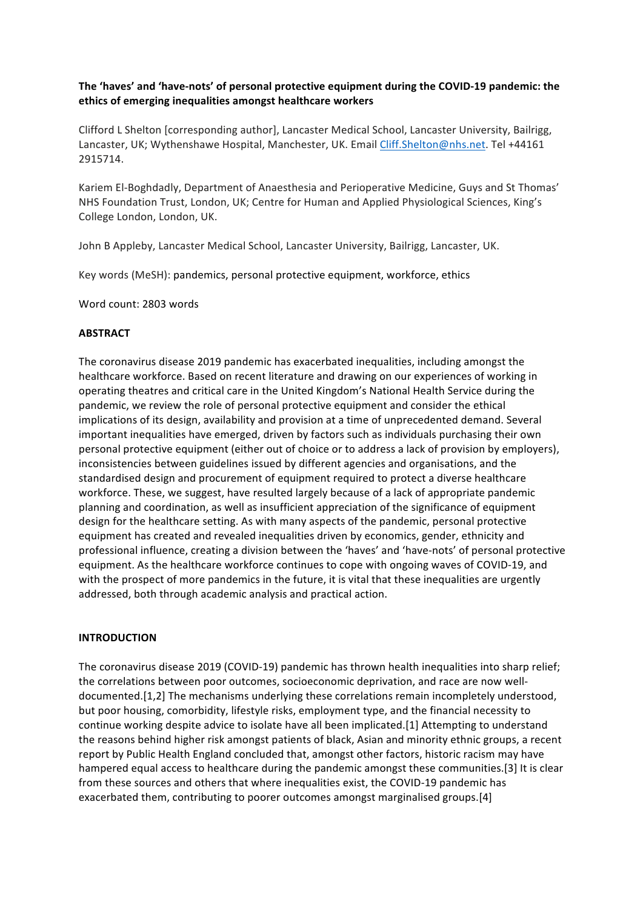**The 'haves' and 'have-nots' of personal protective equipment during the COVID-19 pandemic: the ethics of emerging inequalities amongst healthcare workers**

Clifford L Shelton [corresponding author], Lancaster Medical School, Lancaster University, Bailrigg, Lancaster, UK; Wythenshawe Hospital, Manchester, UK. Email Cliff.Shelton@nhs.net. Tel +44161 2915714.

Kariem El-Boghdadly, Department of Anaesthesia and Perioperative Medicine, Guys and St Thomas' NHS Foundation Trust, London, UK; Centre for Human and Applied Physiological Sciences, King's College London, London, UK.

John B Appleby, Lancaster Medical School, Lancaster University, Bailrigg, Lancaster, UK.

Key words (MeSH): pandemics, personal protective equipment, workforce, ethics

Word count: 2803 words

## ABSTRACT

The coronavirus disease 2019 pandemic has exacerbated inequalities, including amongst the healthcare workforce. Based on recent literature and drawing on our experiences of working in operating theatres and critical care in the United Kingdom's National Health Service during the pandemic, we review the role of personal protective equipment and consider the ethical implications of its design, availability and provision at a time of unprecedented demand. Several important inequalities have emerged, driven by factors such as individuals purchasing their own personal protective equipment (either out of choice or to address a lack of provision by employers), inconsistencies between guidelines issued by different agencies and organisations, and the standardised design and procurement of equipment required to protect a diverse healthcare workforce. These, we suggest, have resulted largely because of a lack of appropriate pandemic planning and coordination, as well as insufficient appreciation of the significance of equipment design for the healthcare setting. As with many aspects of the pandemic, personal protective equipment has created and revealed inequalities driven by economics, gender, ethnicity and professional influence, creating a division between the 'haves' and 'have-nots' of personal protective equipment. As the healthcare workforce continues to cope with ongoing waves of COVID-19, and with the prospect of more pandemics in the future, it is vital that these inequalities are urgently addressed, both through academic analysis and practical action.

## INTRODUCTION

The coronavirus disease 2019 (COVID-19) pandemic has thrown health inequalities into sharp relief; the correlations between poor outcomes, socioeconomic deprivation, and race are now well-documented.[1,2] The mechanisms underlying these correlations remain incompletely understood, but poor housing, comorbidity, lifestyle risks, employment type, and the financial necessity to continue working despite advice to isolate have all been implicated.[1] Attempting to understand the reasons behind higher risk amongst patients of black, Asian and minority ethnic groups, a recent report by Public Health England concluded that, amongst other factors, historic racism may have hampered equal access to healthcare during the pandemic amongst these communities.[3] It is clear from these sources and others that where inequalities exist, the COVID-19 pandemic has exacerbated them, contributing to poorer outcomes amongst marginalised groups.[4]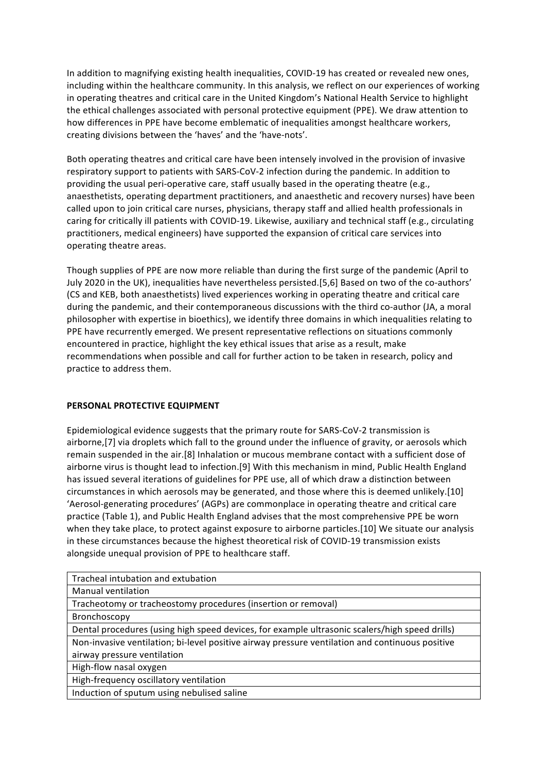In addition to magnifying existing health inequalities, COVID-19 has created or revealed new ones, including within the healthcare community. In this analysis, we reflect on our experiences of working in operating theatres and critical care in the United Kingdom's National Health Service to highlight the ethical challenges associated with personal protective equipment (PPE). We draw attention to how differences in PPE have become emblematic of inequalities amongst healthcare workers, creating divisions between the 'haves' and the 'have-nots'.

Both operating theatres and critical care have been intensely involved in the provision of invasive respiratory support to patients with SARS-CoV-2 infection during the pandemic. In addition to providing the usual peri-operative care, staff usually based in the operating theatre (e.g., anaesthetists, operating department practitioners, and anaesthetic and recovery nurses) have been called upon to join critical care nurses, physicians, therapy staff and allied health professionals in caring for critically ill patients with COVID-19. Likewise, auxiliary and technical staff (e.g., circulating practitioners, medical engineers) have supported the expansion of critical care services into operating theatre areas.

Though supplies of PPE are now more reliable than during the first surge of the pandemic (April to July 2020 in the UK), inequalities have nevertheless persisted.[5,6] Based on two of the co-authors' (CS and KEB, both anaesthetists) lived experiences working in operating theatre and critical care during the pandemic, and their contemporaneous discussions with the third co-author (JA, a moral philosopher with expertise in bioethics), we identify three domains in which inequalities relating to PPE have recurrently emerged. We present representative reflections on situations commonly encountered in practice, highlight the key ethical issues that arise as a result, make recommendations when possible and call for further action to be taken in research, policy and practice to address them.

**PERSONAL PROTECTIVE EQUIPMENT**

Epidemiological evidence suggests that the primary route for SARS-CoV-2 transmission is airborne,[7] via droplets which fall to the ground under the influence of gravity, or aerosols which remain suspended in the air.[8] Inhalation or mucous membrane contact with a sufficient dose of airborne virus is thought lead to infection.[9] With this mechanism in mind, Public Health England has issued several iterations of guidelines for PPE use, all of which draw a distinction between circumstances in which aerosols may be generated, and those where this is deemed unlikely.[10] 'Aerosol-generating procedures' (AGPs) are commonplace in operating theatre and critical care practice (Table 1), and Public Health England advises that the most comprehensive PPE be worn when they take place, to protect against exposure to airborne particles.[10] We situate our analysis in these circumstances because the highest theoretical risk of COVID-19 transmission exists alongside unequal provision of PPE to healthcare staff.

| Tracheal intubation and extubation |
|---|
| Manual ventilation |
| Tracheotomy or tracheostomy procedures (insertion or removal) |
| Bronchoscopy |
| Dental procedures (using high speed devices, for example ultrasonic scalers/high speed drills) |
| Non-invasive ventilation; bi-level positive airway pressure ventilation and continuous positive airway pressure ventilation |
| High-flow nasal oxygen |
| High-frequency oscillatory ventilation |
| Induction of sputum using nebulised saline |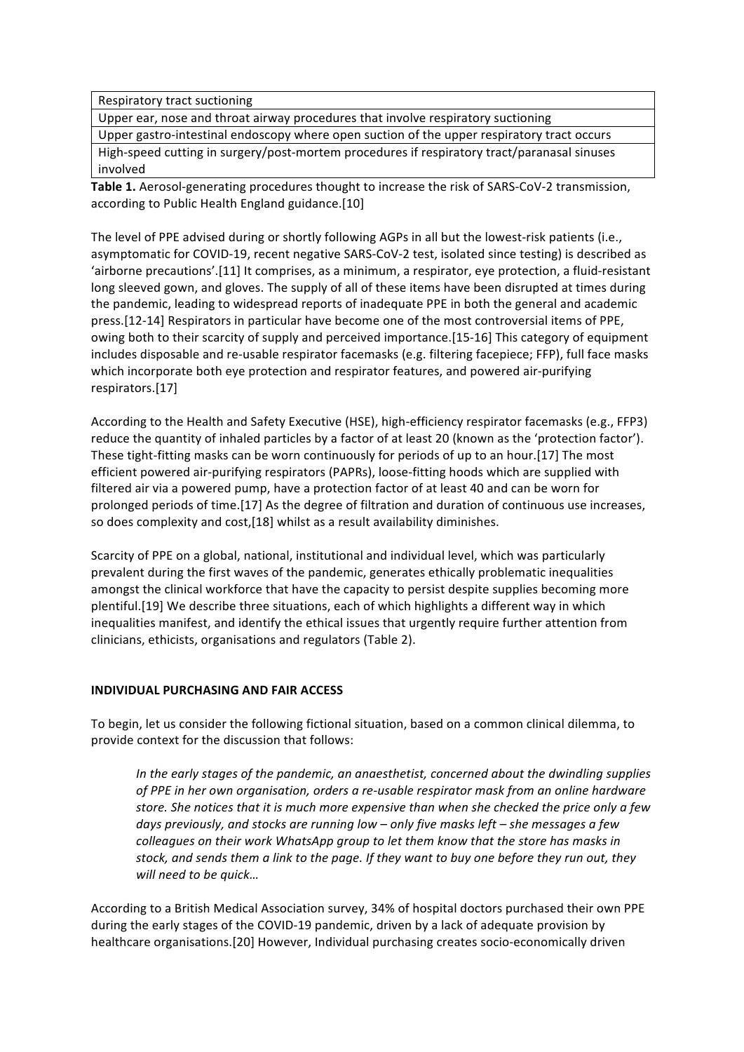| Respiratory tract suctioning |
|---|
| Upper ear, nose and throat airway procedures that involve respiratory suctioning |
| Upper gastro-intestinal endoscopy where open suction of the upper respiratory tract occurs |
| High-speed cutting in surgery/post-mortem procedures if respiratory tract/paranasal sinuses involved |

**Table 1.** Aerosol-generating procedures thought to increase the risk of SARS-CoV-2 transmission, according to Public Health England guidance.[10]

The level of PPE advised during or shortly following AGPs in all but the lowest-risk patients (i.e., asymptomatic for COVID-19, recent negative SARS-CoV-2 test, isolated since testing) is described as 'airborne precautions'.[11] It comprises, as a minimum, a respirator, eye protection, a fluid-resistant long sleeved gown, and gloves. The supply of all of these items have been disrupted at times during the pandemic, leading to widespread reports of inadequate PPE in both the general and academic press.[12-14] Respirators in particular have become one of the most controversial items of PPE, owing both to their scarcity of supply and perceived importance.[15-16] This category of equipment includes disposable and re-usable respirator facemasks (e.g. filtering facepiece; FFP), full face masks which incorporate both eye protection and respirator features, and powered air-purifying respirators.[17]

According to the Health and Safety Executive (HSE), high-efficiency respirator facemasks (e.g., FFP3) reduce the quantity of inhaled particles by a factor of at least 20 (known as the 'protection factor'). These tight-fitting masks can be worn continuously for periods of up to an hour.[17] The most efficient powered air-purifying respirators (PAPRs), loose-fitting hoods which are supplied with filtered air via a powered pump, have a protection factor of at least 40 and can be worn for prolonged periods of time.[17] As the degree of filtration and duration of continuous use increases, so does complexity and cost,[18] whilst as a result availability diminishes.

Scarcity of PPE on a global, national, institutional and individual level, which was particularly prevalent during the first waves of the pandemic, generates ethically problematic inequalities amongst the clinical workforce that have the capacity to persist despite supplies becoming more plentiful.[19] We describe three situations, each of which highlights a different way in which inequalities manifest, and identify the ethical issues that urgently require further attention from clinicians, ethicists, organisations and regulators (Table 2).

**INDIVIDUAL PURCHASING AND FAIR ACCESS**

To begin, let us consider the following fictional situation, based on a common clinical dilemma, to provide context for the discussion that follows:

> *In the early stages of the pandemic, an anaesthetist, concerned about the dwindling supplies of PPE in her own organisation, orders a re-usable respirator mask from an online hardware store. She notices that it is much more expensive than when she checked the price only a few days previously, and stocks are running low – only five masks left – she messages a few colleagues on their work WhatsApp group to let them know that the store has masks in stock, and sends them a link to the page. If they want to buy one before they run out, they will need to be quick…*

According to a British Medical Association survey, 34% of hospital doctors purchased their own PPE during the early stages of the COVID-19 pandemic, driven by a lack of adequate provision by healthcare organisations.[20] However, Individual purchasing creates socio-economically driven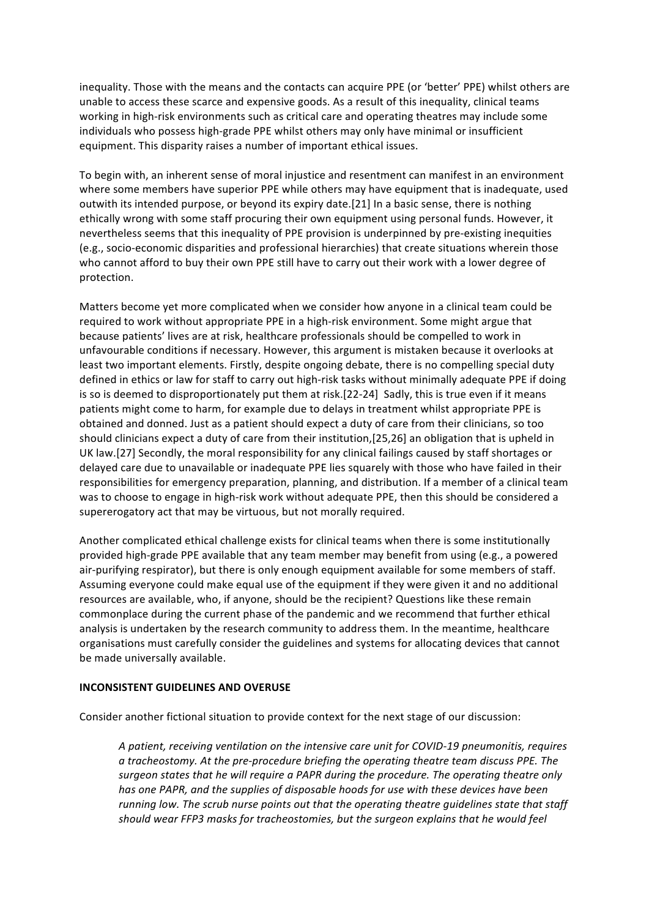inequality. Those with the means and the contacts can acquire PPE (or 'better' PPE) whilst others are unable to access these scarce and expensive goods. As a result of this inequality, clinical teams working in high-risk environments such as critical care and operating theatres may include some individuals who possess high-grade PPE whilst others may only have minimal or insufficient equipment. This disparity raises a number of important ethical issues.

To begin with, an inherent sense of moral injustice and resentment can manifest in an environment where some members have superior PPE while others may have equipment that is inadequate, used outwith its intended purpose, or beyond its expiry date.[21] In a basic sense, there is nothing ethically wrong with some staff procuring their own equipment using personal funds. However, it nevertheless seems that this inequality of PPE provision is underpinned by pre-existing inequities (e.g., socio-economic disparities and professional hierarchies) that create situations wherein those who cannot afford to buy their own PPE still have to carry out their work with a lower degree of protection.

Matters become yet more complicated when we consider how anyone in a clinical team could be required to work without appropriate PPE in a high-risk environment. Some might argue that because patients' lives are at risk, healthcare professionals should be compelled to work in unfavourable conditions if necessary. However, this argument is mistaken because it overlooks at least two important elements. Firstly, despite ongoing debate, there is no compelling special duty defined in ethics or law for staff to carry out high-risk tasks without minimally adequate PPE if doing is so is deemed to disproportionately put them at risk.[22-24] Sadly, this is true even if it means patients might come to harm, for example due to delays in treatment whilst appropriate PPE is obtained and donned. Just as a patient should expect a duty of care from their clinicians, so too should clinicians expect a duty of care from their institution,[25,26] an obligation that is upheld in UK law.[27] Secondly, the moral responsibility for any clinical failings caused by staff shortages or delayed care due to unavailable or inadequate PPE lies squarely with those who have failed in their responsibilities for emergency preparation, planning, and distribution. If a member of a clinical team was to choose to engage in high-risk work without adequate PPE, then this should be considered a supererogatory act that may be virtuous, but not morally required.

Another complicated ethical challenge exists for clinical teams when there is some institutionally provided high-grade PPE available that any team member may benefit from using (e.g., a powered air-purifying respirator), but there is only enough equipment available for some members of staff. Assuming everyone could make equal use of the equipment if they were given it and no additional resources are available, who, if anyone, should be the recipient? Questions like these remain commonplace during the current phase of the pandemic and we recommend that further ethical analysis is undertaken by the research community to address them. In the meantime, healthcare organisations must carefully consider the guidelines and systems for allocating devices that cannot be made universally available.

**INCONSISTENT GUIDELINES AND OVERUSE**

Consider another fictional situation to provide context for the next stage of our discussion:

> *A patient, receiving ventilation on the intensive care unit for COVID-19 pneumonitis, requires a tracheostomy. At the pre-procedure briefing the operating theatre team discuss PPE. The surgeon states that he will require a PAPR during the procedure. The operating theatre only has one PAPR, and the supplies of disposable hoods for use with these devices have been running low. The scrub nurse points out that the operating theatre guidelines state that staff should wear FFP3 masks for tracheostomies, but the surgeon explains that he would feel*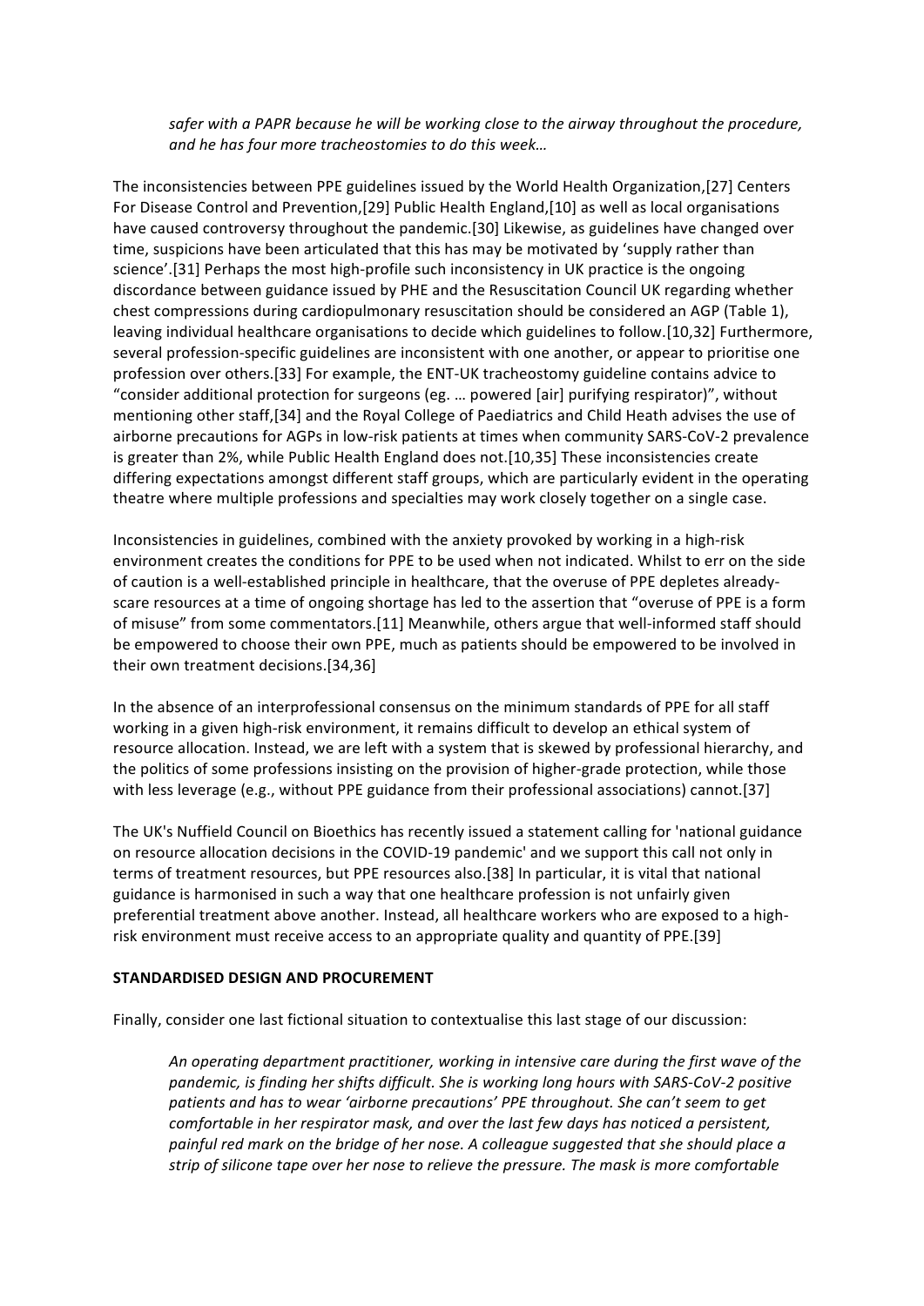*safer with a PAPR because he will be working close to the airway throughout the procedure, and he has four more tracheostomies to do this week…*

The inconsistencies between PPE guidelines issued by the World Health Organization,[27] Centers For Disease Control and Prevention,[29] Public Health England,[10] as well as local organisations have caused controversy throughout the pandemic.[30] Likewise, as guidelines have changed over time, suspicions have been articulated that this has may be motivated by 'supply rather than science'.[31] Perhaps the most high-profile such inconsistency in UK practice is the ongoing discordance between guidance issued by PHE and the Resuscitation Council UK regarding whether chest compressions during cardiopulmonary resuscitation should be considered an AGP (Table 1), leaving individual healthcare organisations to decide which guidelines to follow.[10,32] Furthermore, several profession-specific guidelines are inconsistent with one another, or appear to prioritise one profession over others.[33] For example, the ENT-UK tracheostomy guideline contains advice to "consider additional protection for surgeons (eg. … powered [air] purifying respirator)", without mentioning other staff,[34] and the Royal College of Paediatrics and Child Heath advises the use of airborne precautions for AGPs in low-risk patients at times when community SARS-CoV-2 prevalence is greater than 2%, while Public Health England does not.[10,35] These inconsistencies create differing expectations amongst different staff groups, which are particularly evident in the operating theatre where multiple professions and specialties may work closely together on a single case.

Inconsistencies in guidelines, combined with the anxiety provoked by working in a high-risk environment creates the conditions for PPE to be used when not indicated. Whilst to err on the side of caution is a well-established principle in healthcare, that the overuse of PPE depletes already-scare resources at a time of ongoing shortage has led to the assertion that "overuse of PPE is a form of misuse" from some commentators.[11] Meanwhile, others argue that well-informed staff should be empowered to choose their own PPE, much as patients should be empowered to be involved in their own treatment decisions.[34,36]

In the absence of an interprofessional consensus on the minimum standards of PPE for all staff working in a given high-risk environment, it remains difficult to develop an ethical system of resource allocation. Instead, we are left with a system that is skewed by professional hierarchy, and the politics of some professions insisting on the provision of higher-grade protection, while those with less leverage (e.g., without PPE guidance from their professional associations) cannot.[37]

The UK's Nuffield Council on Bioethics has recently issued a statement calling for 'national guidance on resource allocation decisions in the COVID-19 pandemic' and we support this call not only in terms of treatment resources, but PPE resources also.[38] In particular, it is vital that national guidance is harmonised in such a way that one healthcare profession is not unfairly given preferential treatment above another. Instead, all healthcare workers who are exposed to a high-risk environment must receive access to an appropriate quality and quantity of PPE.[39]

## STANDARDISED DESIGN AND PROCUREMENT

Finally, consider one last fictional situation to contextualise this last stage of our discussion:

*An operating department practitioner, working in intensive care during the first wave of the pandemic, is finding her shifts difficult. She is working long hours with SARS-CoV-2 positive patients and has to wear 'airborne precautions' PPE throughout. She can't seem to get comfortable in her respirator mask, and over the last few days has noticed a persistent, painful red mark on the bridge of her nose. A colleague suggested that she should place a strip of silicone tape over her nose to relieve the pressure. The mask is more comfortable*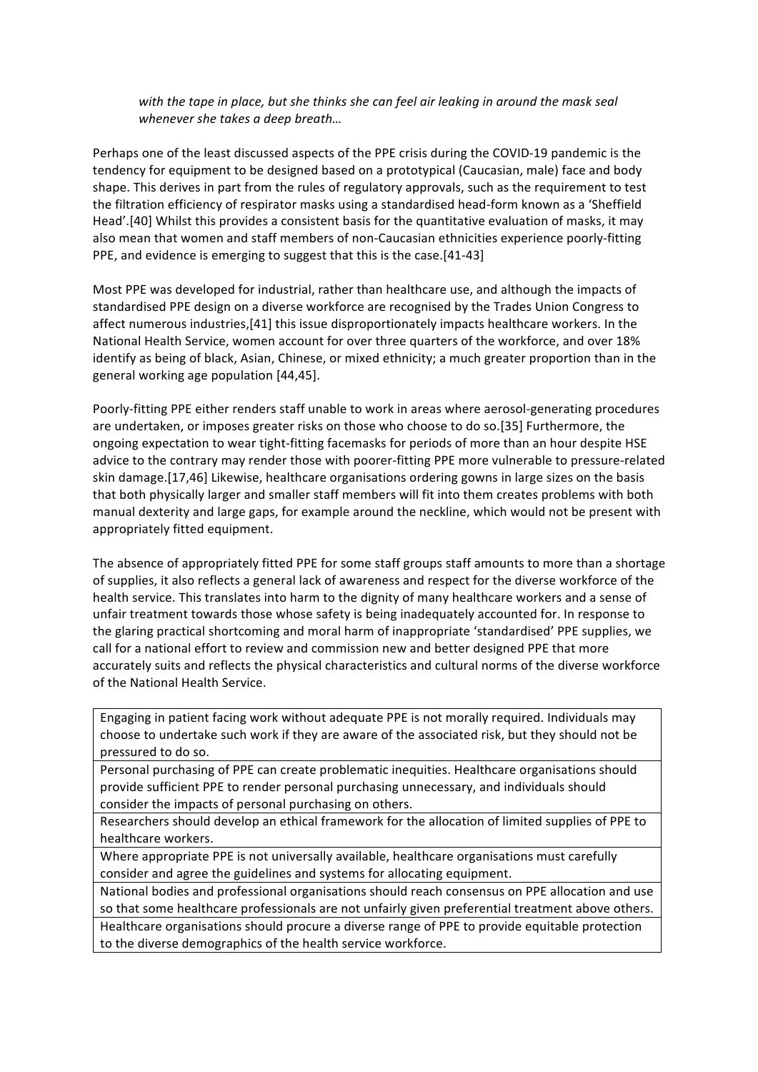*with the tape in place, but she thinks she can feel air leaking in around the mask seal whenever she takes a deep breath…*

Perhaps one of the least discussed aspects of the PPE crisis during the COVID-19 pandemic is the tendency for equipment to be designed based on a prototypical (Caucasian, male) face and body shape. This derives in part from the rules of regulatory approvals, such as the requirement to test the filtration efficiency of respirator masks using a standardised head-form known as a 'Sheffield Head'.[40] Whilst this provides a consistent basis for the quantitative evaluation of masks, it may also mean that women and staff members of non-Caucasian ethnicities experience poorly-fitting PPE, and evidence is emerging to suggest that this is the case.[41-43]

Most PPE was developed for industrial, rather than healthcare use, and although the impacts of standardised PPE design on a diverse workforce are recognised by the Trades Union Congress to affect numerous industries,[41] this issue disproportionately impacts healthcare workers. In the National Health Service, women account for over three quarters of the workforce, and over 18% identify as being of black, Asian, Chinese, or mixed ethnicity; a much greater proportion than in the general working age population [44,45].

Poorly-fitting PPE either renders staff unable to work in areas where aerosol-generating procedures are undertaken, or imposes greater risks on those who choose to do so.[35] Furthermore, the ongoing expectation to wear tight-fitting facemasks for periods of more than an hour despite HSE advice to the contrary may render those with poorer-fitting PPE more vulnerable to pressure-related skin damage.[17,46] Likewise, healthcare organisations ordering gowns in large sizes on the basis that both physically larger and smaller staff members will fit into them creates problems with both manual dexterity and large gaps, for example around the neckline, which would not be present with appropriately fitted equipment.

The absence of appropriately fitted PPE for some staff groups staff amounts to more than a shortage of supplies, it also reflects a general lack of awareness and respect for the diverse workforce of the health service. This translates into harm to the dignity of many healthcare workers and a sense of unfair treatment towards those whose safety is being inadequately accounted for. In response to the glaring practical shortcoming and moral harm of inappropriate 'standardised' PPE supplies, we call for a national effort to review and commission new and better designed PPE that more accurately suits and reflects the physical characteristics and cultural norms of the diverse workforce of the National Health Service.

| |
|---|
| Engaging in patient facing work without adequate PPE is not morally required. Individuals may choose to undertake such work if they are aware of the associated risk, but they should not be pressured to do so. |
| Personal purchasing of PPE can create problematic inequities. Healthcare organisations should provide sufficient PPE to render personal purchasing unnecessary, and individuals should consider the impacts of personal purchasing on others. |
| Researchers should develop an ethical framework for the allocation of limited supplies of PPE to healthcare workers. |
| Where appropriate PPE is not universally available, healthcare organisations must carefully consider and agree the guidelines and systems for allocating equipment. |
| National bodies and professional organisations should reach consensus on PPE allocation and use so that some healthcare professionals are not unfairly given preferential treatment above others. |
| Healthcare organisations should procure a diverse range of PPE to provide equitable protection to the diverse demographics of the health service workforce. |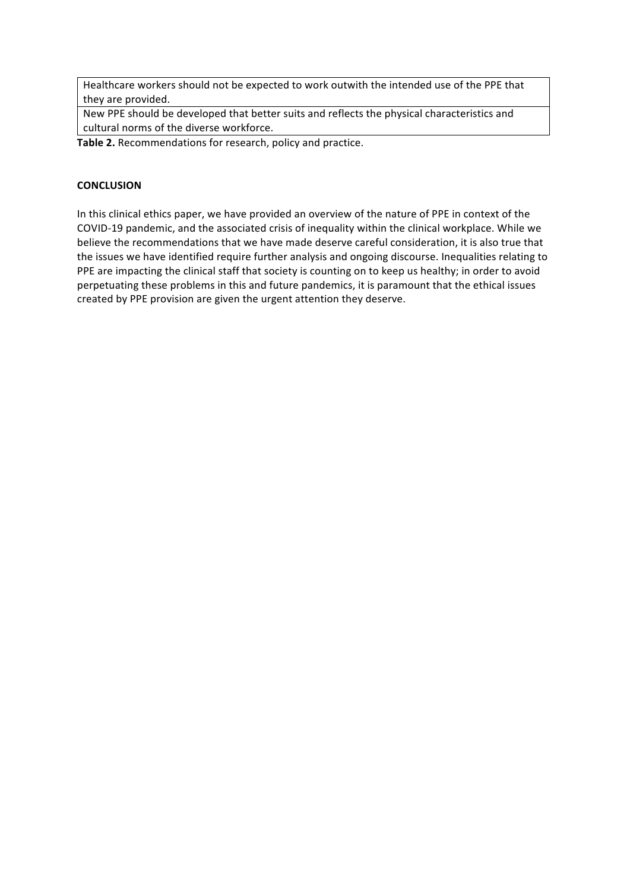| Healthcare workers should not be expected to work outwith the intended use of the PPE that they are provided. |
| --- |
| New PPE should be developed that better suits and reflects the physical characteristics and cultural norms of the diverse workforce. |

**Table 2.** Recommendations for research, policy and practice.

**CONCLUSION**

In this clinical ethics paper, we have provided an overview of the nature of PPE in context of the COVID-19 pandemic, and the associated crisis of inequality within the clinical workplace. While we believe the recommendations that we have made deserve careful consideration, it is also true that the issues we have identified require further analysis and ongoing discourse. Inequalities relating to PPE are impacting the clinical staff that society is counting on to keep us healthy; in order to avoid perpetuating these problems in this and future pandemics, it is paramount that the ethical issues created by PPE provision are given the urgent attention they deserve.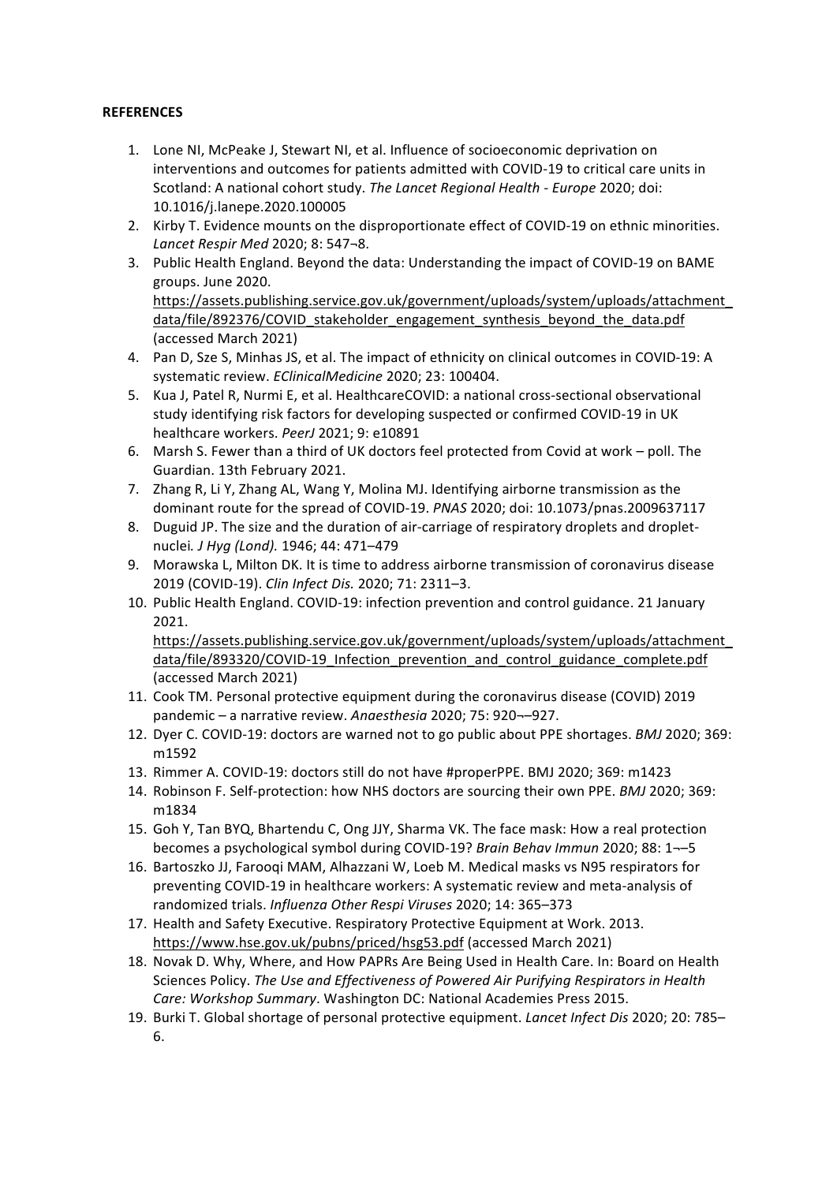**REFERENCES**

1. Lone NI, McPeake J, Stewart NI, et al. Influence of socioeconomic deprivation on interventions and outcomes for patients admitted with COVID-19 to critical care units in Scotland: A national cohort study. *The Lancet Regional Health - Europe* 2020; doi: 10.1016/j.lanepe.2020.100005
2. Kirby T. Evidence mounts on the disproportionate effect of COVID-19 on ethnic minorities. *Lancet Respir Med* 2020; 8: 547¬8.
3. Public Health England. Beyond the data: Understanding the impact of COVID-19 on BAME groups. June 2020. https://assets.publishing.service.gov.uk/government/uploads/system/uploads/attachment_data/file/892376/COVID_stakeholder_engagement_synthesis_beyond_the_data.pdf (accessed March 2021)
4. Pan D, Sze S, Minhas JS, et al. The impact of ethnicity on clinical outcomes in COVID-19: A systematic review. *EClinicalMedicine* 2020; 23: 100404.
5. Kua J, Patel R, Nurmi E, et al. HealthcareCOVID: a national cross-sectional observational study identifying risk factors for developing suspected or confirmed COVID-19 in UK healthcare workers. *PeerJ* 2021; 9: e10891
6. Marsh S. Fewer than a third of UK doctors feel protected from Covid at work – poll. The Guardian. 13th February 2021.
7. Zhang R, Li Y, Zhang AL, Wang Y, Molina MJ. Identifying airborne transmission as the dominant route for the spread of COVID-19. *PNAS* 2020; doi: 10.1073/pnas.2009637117
8. Duguid JP. The size and the duration of air-carriage of respiratory droplets and droplet-nuclei. *J Hyg (Lond).* 1946; 44: 471–479
9. Morawska L, Milton DK. It is time to address airborne transmission of coronavirus disease 2019 (COVID-19). *Clin Infect Dis.* 2020; 71: 2311–3.
10. Public Health England. COVID-19: infection prevention and control guidance. 21 January 2021. https://assets.publishing.service.gov.uk/government/uploads/system/uploads/attachment_data/file/893320/COVID-19_Infection_prevention_and_control_guidance_complete.pdf (accessed March 2021)
11. Cook TM. Personal protective equipment during the coronavirus disease (COVID) 2019 pandemic – a narrative review. *Anaesthesia* 2020; 75: 920¬–927.
12. Dyer C. COVID-19: doctors are warned not to go public about PPE shortages. *BMJ* 2020; 369: m1592
13. Rimmer A. COVID-19: doctors still do not have #properPPE. BMJ 2020; 369: m1423
14. Robinson F. Self-protection: how NHS doctors are sourcing their own PPE. *BMJ* 2020; 369: m1834
15. Goh Y, Tan BYQ, Bhartendu C, Ong JJY, Sharma VK. The face mask: How a real protection becomes a psychological symbol during COVID-19? *Brain Behav Immun* 2020; 88: 1¬–5
16. Bartoszko JJ, Farooqi MAM, Alhazzani W, Loeb M. Medical masks vs N95 respirators for preventing COVID-19 in healthcare workers: A systematic review and meta-analysis of randomized trials. *Influenza Other Respi Viruses* 2020; 14: 365–373
17. Health and Safety Executive. Respiratory Protective Equipment at Work. 2013. https://www.hse.gov.uk/pubns/priced/hsg53.pdf (accessed March 2021)
18. Novak D. Why, Where, and How PAPRs Are Being Used in Health Care. In: Board on Health Sciences Policy. *The Use and Effectiveness of Powered Air Purifying Respirators in Health Care: Workshop Summary*. Washington DC: National Academies Press 2015.
19. Burki T. Global shortage of personal protective equipment. *Lancet Infect Dis* 2020; 20: 785–6.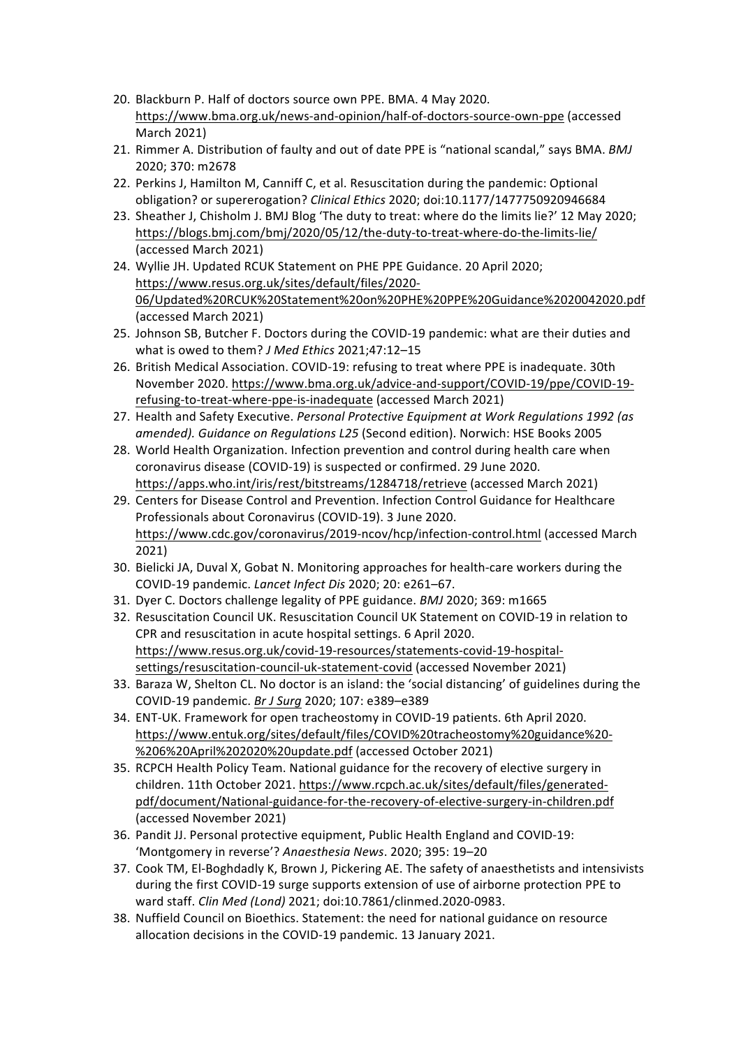20. Blackburn P. Half of doctors source own PPE. BMA. 4 May 2020. https://www.bma.org.uk/news-and-opinion/half-of-doctors-source-own-ppe (accessed March 2021)
21. Rimmer A. Distribution of faulty and out of date PPE is "national scandal," says BMA. *BMJ* 2020; 370: m2678
22. Perkins J, Hamilton M, Canniff C, et al. Resuscitation during the pandemic: Optional obligation? or supererogation? *Clinical Ethics* 2020; doi:10.1177/1477750920946684
23. Sheather J, Chisholm J. BMJ Blog 'The duty to treat: where do the limits lie?' 12 May 2020; https://blogs.bmj.com/bmj/2020/05/12/the-duty-to-treat-where-do-the-limits-lie/ (accessed March 2021)
24. Wyllie JH. Updated RCUK Statement on PHE PPE Guidance. 20 April 2020; https://www.resus.org.uk/sites/default/files/2020-06/Updated%20RCUK%20Statement%20on%20PHE%20PPE%20Guidance%2020042020.pdf (accessed March 2021)
25. Johnson SB, Butcher F. Doctors during the COVID-19 pandemic: what are their duties and what is owed to them? *J Med Ethics* 2021;47:12–15
26. British Medical Association. COVID-19: refusing to treat where PPE is inadequate. 30th November 2020. https://www.bma.org.uk/advice-and-support/COVID-19/ppe/COVID-19-refusing-to-treat-where-ppe-is-inadequate (accessed March 2021)
27. Health and Safety Executive. *Personal Protective Equipment at Work Regulations 1992 (as amended). Guidance on Regulations L25* (Second edition). Norwich: HSE Books 2005
28. World Health Organization. Infection prevention and control during health care when coronavirus disease (COVID-19) is suspected or confirmed. 29 June 2020. https://apps.who.int/iris/rest/bitstreams/1284718/retrieve (accessed March 2021)
29. Centers for Disease Control and Prevention. Infection Control Guidance for Healthcare Professionals about Coronavirus (COVID-19). 3 June 2020. https://www.cdc.gov/coronavirus/2019-ncov/hcp/infection-control.html (accessed March 2021)
30. Bielicki JA, Duval X, Gobat N. Monitoring approaches for health-care workers during the COVID-19 pandemic. *Lancet Infect Dis* 2020; 20: e261–67.
31. Dyer C. Doctors challenge legality of PPE guidance. *BMJ* 2020; 369: m1665
32. Resuscitation Council UK. Resuscitation Council UK Statement on COVID-19 in relation to CPR and resuscitation in acute hospital settings. 6 April 2020. https://www.resus.org.uk/covid-19-resources/statements-covid-19-hospital-settings/resuscitation-council-uk-statement-covid (accessed November 2021)
33. Baraza W, Shelton CL. No doctor is an island: the 'social distancing' of guidelines during the COVID-19 pandemic. *Br J Surg* 2020; 107: e389–e389
34. ENT-UK. Framework for open tracheostomy in COVID-19 patients. 6th April 2020. https://www.entuk.org/sites/default/files/COVID%20tracheostomy%20guidance%20-%206%20April%202020%20update.pdf (accessed October 2021)
35. RCPCH Health Policy Team. National guidance for the recovery of elective surgery in children. 11th October 2021. https://www.rcpch.ac.uk/sites/default/files/generated-pdf/document/National-guidance-for-the-recovery-of-elective-surgery-in-children.pdf (accessed November 2021)
36. Pandit JJ. Personal protective equipment, Public Health England and COVID-19: 'Montgomery in reverse'? *Anaesthesia News*. 2020; 395: 19–20
37. Cook TM, El-Boghdadly K, Brown J, Pickering AE. The safety of anaesthetists and intensivists during the first COVID-19 surge supports extension of use of airborne protection PPE to ward staff. *Clin Med (Lond)* 2021; doi:10.7861/clinmed.2020-0983.
38. Nuffield Council on Bioethics. Statement: the need for national guidance on resource allocation decisions in the COVID-19 pandemic. 13 January 2021.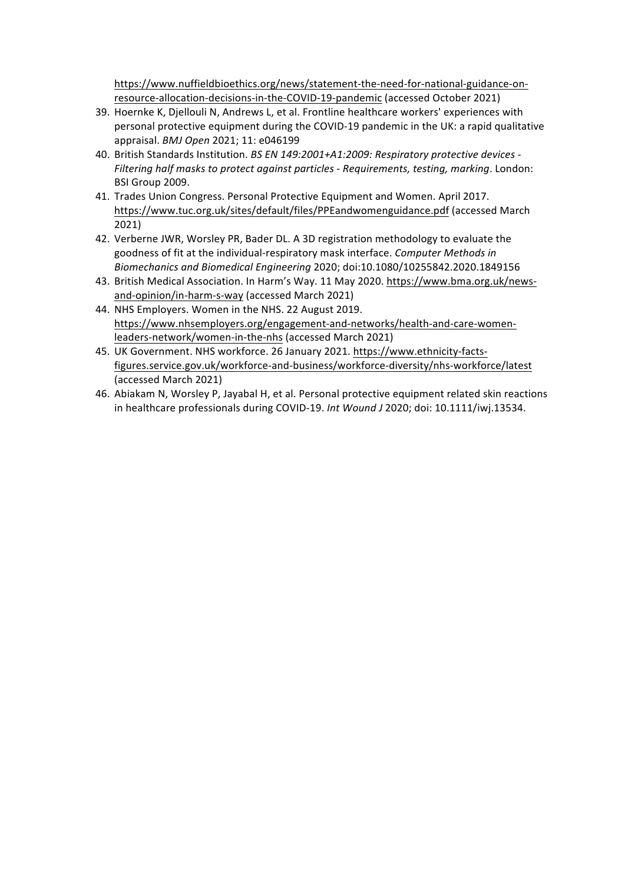https://www.nuffieldbioethics.org/news/statement-the-need-for-national-guidance-on-resource-allocation-decisions-in-the-COVID-19-pandemic (accessed October 2021)

39. Hoernke K, Djellouli N, Andrews L, et al. Frontline healthcare workers' experiences with personal protective equipment during the COVID-19 pandemic in the UK: a rapid qualitative appraisal. *BMJ Open* 2021; 11: e046199
40. British Standards Institution. *BS EN 149:2001+A1:2009: Respiratory protective devices - Filtering half masks to protect against particles - Requirements, testing, marking*. London: BSI Group 2009.
41. Trades Union Congress. Personal Protective Equipment and Women. April 2017. https://www.tuc.org.uk/sites/default/files/PPEandwomenguidance.pdf (accessed March 2021)
42. Verberne JWR, Worsley PR, Bader DL. A 3D registration methodology to evaluate the goodness of fit at the individual-respiratory mask interface. *Computer Methods in Biomechanics and Biomedical Engineering* 2020; doi:10.1080/10255842.2020.1849156
43. British Medical Association. In Harm's Way. 11 May 2020. https://www.bma.org.uk/news-and-opinion/in-harm-s-way (accessed March 2021)
44. NHS Employers. Women in the NHS. 22 August 2019. https://www.nhsemployers.org/engagement-and-networks/health-and-care-women-leaders-network/women-in-the-nhs (accessed March 2021)
45. UK Government. NHS workforce. 26 January 2021. https://www.ethnicity-facts-figures.service.gov.uk/workforce-and-business/workforce-diversity/nhs-workforce/latest (accessed March 2021)
46. Abiakam N, Worsley P, Jayabal H, et al. Personal protective equipment related skin reactions in healthcare professionals during COVID-19. *Int Wound J* 2020; doi: 10.1111/iwj.13534.